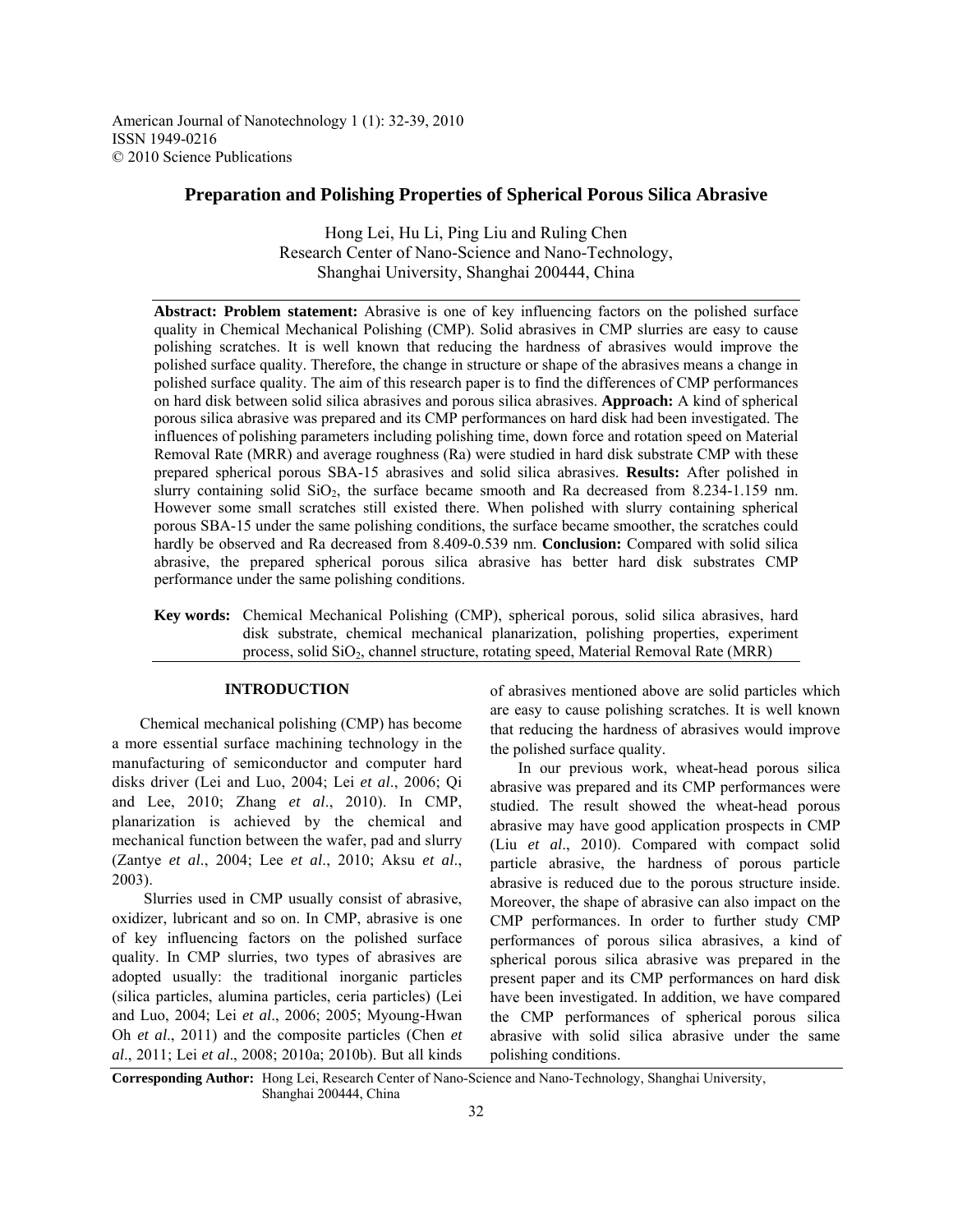American Journal of Nanotechnology 1 (1): 32-39, 2010
ISSN 1949-0216
© 2010 Science Publications

# Preparation and Polishing Properties of Spherical Porous Silica Abrasive

Hong Lei, Hu Li, Ping Liu and Ruling Chen
Research Center of Nano-Science and Nano-Technology,
Shanghai University, Shanghai 200444, China

**Abstract: Problem statement:** Abrasive is one of key influencing factors on the polished surface quality in Chemical Mechanical Polishing (CMP). Solid abrasives in CMP slurries are easy to cause polishing scratches. It is well known that reducing the hardness of abrasives would improve the polished surface quality. Therefore, the change in structure or shape of the abrasives means a change in polished surface quality. The aim of this research paper is to find the differences of CMP performances on hard disk between solid silica abrasives and porous silica abrasives. **Approach:** A kind of spherical porous silica abrasive was prepared and its CMP performances on hard disk had been investigated. The influences of polishing parameters including polishing time, down force and rotation speed on Material Removal Rate (MRR) and average roughness (Ra) were studied in hard disk substrate CMP with these prepared spherical porous SBA-15 abrasives and solid silica abrasives. **Results:** After polished in slurry containing solid $SiO_2$, the surface became smooth and Ra decreased from 8.234-1.159 nm. However some small scratches still existed there. When polished with slurry containing spherical porous SBA-15 under the same polishing conditions, the surface became smoother, the scratches could hardly be observed and Ra decreased from 8.409-0.539 nm. **Conclusion:** Compared with solid silica abrasive, the prepared spherical porous silica abrasive has better hard disk substrates CMP performance under the same polishing conditions.

**Key words:** Chemical Mechanical Polishing (CMP), spherical porous, solid silica abrasives, hard disk substrate, chemical mechanical planarization, polishing properties, experiment process, solid $SiO_2$, channel structure, rotating speed, Material Removal Rate (MRR)

## INTRODUCTION

Chemical mechanical polishing (CMP) has become a more essential surface machining technology in the manufacturing of semiconductor and computer hard disks driver (Lei and Luo, 2004; Lei *et al*., 2006; Qi and Lee, 2010; Zhang *et al*., 2010). In CMP, planarization is achieved by the chemical and mechanical function between the wafer, pad and slurry (Zantye *et al*., 2004; Lee *et al*., 2010; Aksu *et al*., 2003).

Slurries used in CMP usually consist of abrasive, oxidizer, lubricant and so on. In CMP, abrasive is one of key influencing factors on the polished surface quality. In CMP slurries, two types of abrasives are adopted usually: the traditional inorganic particles (silica particles, alumina particles, ceria particles) (Lei and Luo, 2004; Lei *et al*., 2006; 2005; Myoung-Hwan Oh *et al*., 2011) and the composite particles (Chen *et al*., 2011; Lei *et al*., 2008; 2010a; 2010b). But all kinds of abrasives mentioned above are solid particles which are easy to cause polishing scratches. It is well known that reducing the hardness of abrasives would improve the polished surface quality.

In our previous work, wheat-head porous silica abrasive was prepared and its CMP performances were studied. The result showed the wheat-head porous abrasive may have good application prospects in CMP (Liu *et al*., 2010). Compared with compact solid particle abrasive, the hardness of porous particle abrasive is reduced due to the porous structure inside. Moreover, the shape of abrasive can also impact on the CMP performances. In order to further study CMP performances of porous silica abrasives, a kind of spherical porous silica abrasive was prepared in the present paper and its CMP performances on hard disk have been investigated. In addition, we have compared the CMP performances of spherical porous silica abrasive with solid silica abrasive under the same polishing conditions.

**Corresponding Author:** Hong Lei, Research Center of Nano-Science and Nano-Technology, Shanghai University, Shanghai 200444, China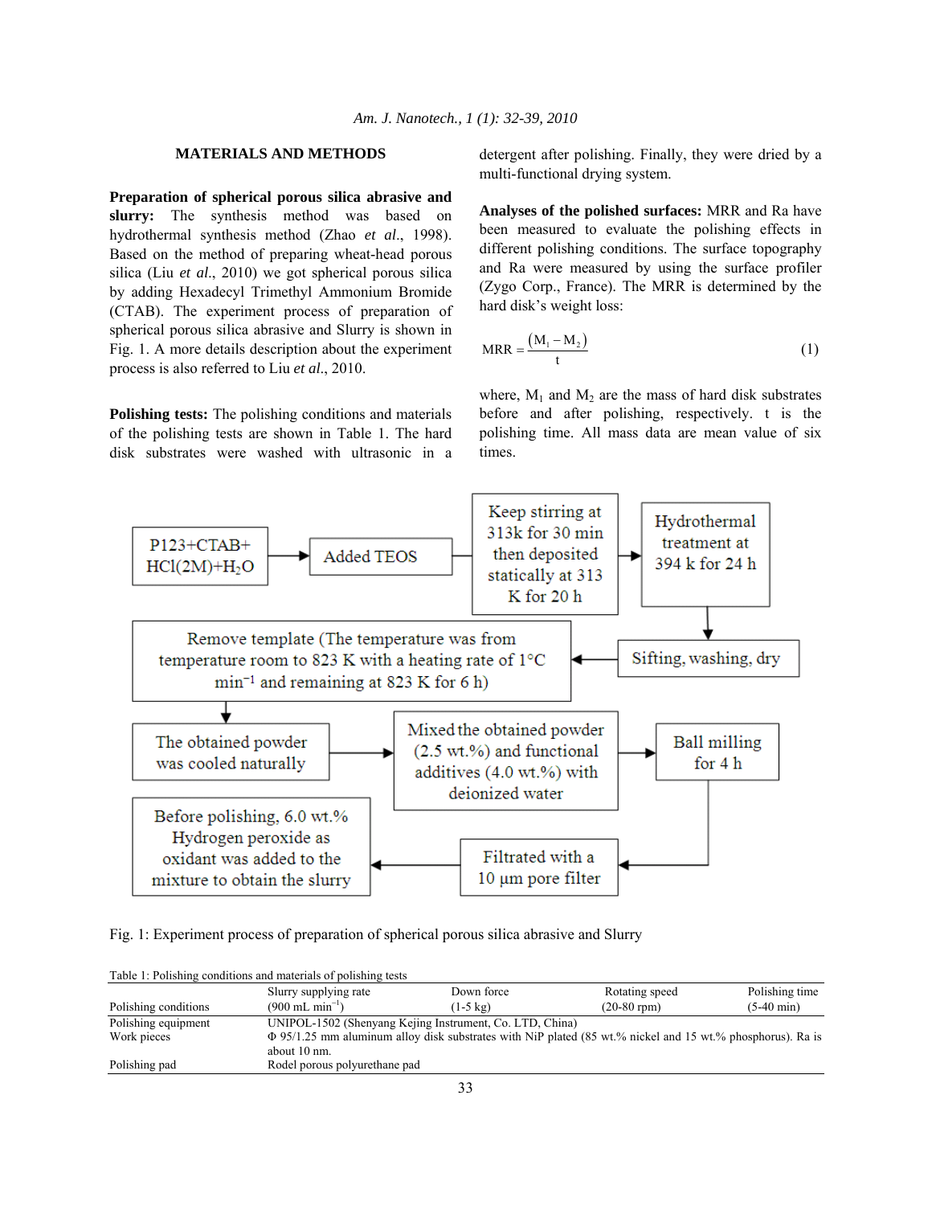## MATERIALS AND METHODS

**Preparation of spherical porous silica abrasive and slurry:** The synthesis method was based on hydrothermal synthesis method (Zhao *et al*., 1998). Based on the method of preparing wheat-head porous silica (Liu *et al*., 2010) we got spherical porous silica by adding Hexadecyl Trimethyl Ammonium Bromide (CTAB). The experiment process of preparation of spherical porous silica abrasive and Slurry is shown in Fig. 1. A more details description about the experiment process is also referred to Liu *et al*., 2010.

**Polishing tests:** The polishing conditions and materials of the polishing tests are shown in Table 1. The hard disk substrates were washed with ultrasonic in a detergent after polishing. Finally, they were dried by a multi-functional drying system.

**Analyses of the polished surfaces:** MRR and Ra have been measured to evaluate the polishing effects in different polishing conditions. The surface topography and Ra were measured by using the surface profiler (Zygo Corp., France). The MRR is determined by the hard disk's weight loss:

$$\text{MRR} = \frac{(M_1 - M_2)}{t} \quad (1)$$

where, $M_1$ and $M_2$ are the mass of hard disk substrates before and after polishing, respectively. t is the polishing time. All mass data are mean value of six times.

P123+CTAB+HCl(2M)+$H_2O$

Added TEOS

Keep stirring at 313k for 30 min then deposited statically at 313 K for 20 h

Hydrothermal treatment at 394 k for 24 h

Sifting, washing, dry

Remove template (The temperature was from temperature room to 823 K with a heating rate of 1°C $\text{min}^{-1}$ and remaining at 823 K for 6 h)

The obtained powder was cooled naturally

Mixed the obtained powder (2.5 wt.%) and functional additives (4.0 wt.%) with deionized water

Ball milling for 4 h

Filtrated with a 10 μm pore filter

Before polishing, 6.0 wt.% Hydrogen peroxide as oxidant was added to the mixture to obtain the slurry

Fig. 1: Experiment process of preparation of spherical porous silica abrasive and Slurry

Table 1: Polishing conditions and materials of polishing tests

| Polishing conditions | Slurry supplying rate (900 mL $\text{min}^{-1}$) | Down force (1-5 kg) | Rotating speed (20-80 rpm) | Polishing time (5-40 min) |
|---|---|---|---|---|
| Polishing equipment | UNIPOL-1502 (Shenyang Kejing Instrument, Co. LTD, China) | | | |
| Work pieces | Φ 95/1.25 mm aluminum alloy disk substrates with NiP plated (85 wt.% nickel and 15 wt.% phosphorus). Ra is about 10 nm. | | | |
| Polishing pad | Rodel porous polyurethane pad | | | |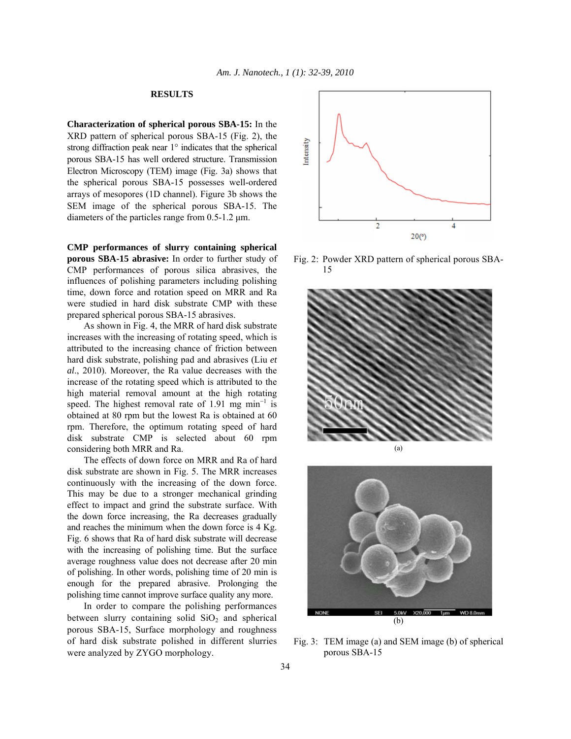## RESULTS

**Characterization of spherical porous SBA-15:** In the XRD pattern of spherical porous SBA-15 (Fig. 2), the strong diffraction peak near 1° indicates that the spherical porous SBA-15 has well ordered structure. Transmission Electron Microscopy (TEM) image (Fig. 3a) shows that the spherical porous SBA-15 possesses well-ordered arrays of mesopores (1D channel). Figure 3b shows the SEM image of the spherical porous SBA-15. The diameters of the particles range from 0.5-1.2 μm.

**CMP performances of slurry containing spherical porous SBA-15 abrasive:** In order to further study of CMP performances of porous silica abrasives, the influences of polishing parameters including polishing time, down force and rotation speed on MRR and Ra were studied in hard disk substrate CMP with these prepared spherical porous SBA-15 abrasives.

As shown in Fig. 4, the MRR of hard disk substrate increases with the increasing of rotating speed, which is attributed to the increasing chance of friction between hard disk substrate, polishing pad and abrasives (Liu *et al*., 2010). Moreover, the Ra value decreases with the increase of the rotating speed which is attributed to the high material removal amount at the high rotating speed. The highest removal rate of 1.91 mg $min^{-1}$ is obtained at 80 rpm but the lowest Ra is obtained at 60 rpm. Therefore, the optimum rotating speed of hard disk substrate CMP is selected about 60 rpm considering both MRR and Ra.

The effects of down force on MRR and Ra of hard disk substrate are shown in Fig. 5. The MRR increases continuously with the increasing of the down force. This may be due to a stronger mechanical grinding effect to impact and grind the substrate surface. With the down force increasing, the Ra decreases gradually and reaches the minimum when the down force is 4 Kg. Fig. 6 shows that Ra of hard disk substrate will decrease with the increasing of polishing time. But the surface average roughness value does not decrease after 20 min of polishing. In other words, polishing time of 20 min is enough for the prepared abrasive. Prolonging the polishing time cannot improve surface quality any more.

In order to compare the polishing performances between slurry containing solid $SiO_2$ and spherical porous SBA-15, Surface morphology and roughness of hard disk substrate polished in different slurries were analyzed by ZYGO morphology.

Intensity

2

4

2θ(°)

Fig. 2: Powder XRD pattern of spherical porous SBA-15

50nm

(a)

NONE SEI 5.0kV X20,000 1μm WD 8.0mm

(b)

Fig. 3: TEM image (a) and SEM image (b) of spherical porous SBA-15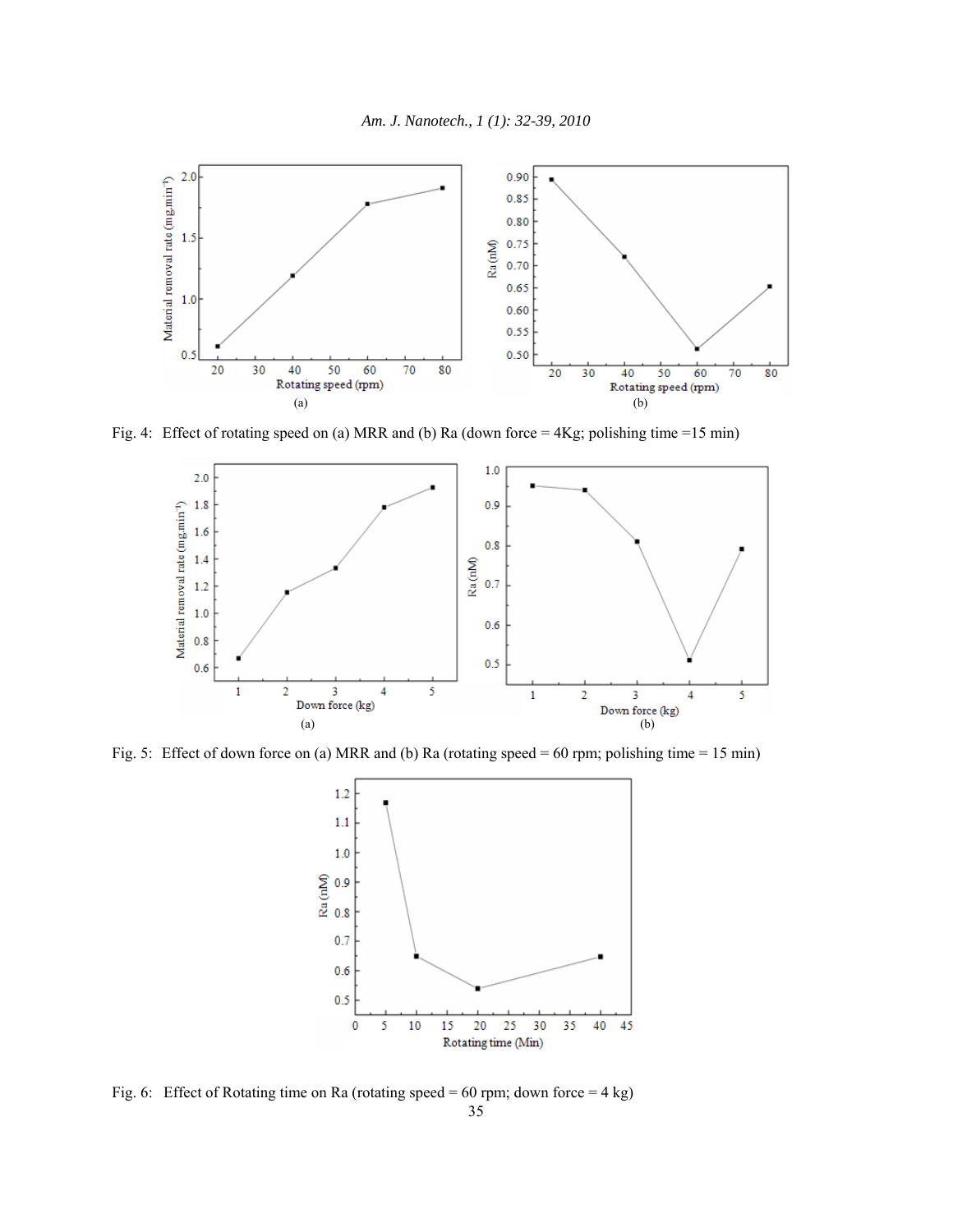Material removal rate (mg.min$^{-1}$)

2.0

1.5

1.0

0.5

20 30 40 50 60 70 80

Rotating speed (rpm)

(a)

Ra (nM)

0.90

0.85

0.80

0.75

0.70

0.65

0.60

0.55

0.50

20 30 40 50 60 70 80

Rotating speed (rpm)

(b)

Fig. 4: Effect of rotating speed on (a) MRR and (b) Ra (down force = 4Kg; polishing time =15 min)

Material removal rate (mg.min$^{-1}$)

2.0

1.8

1.6

1.4

1.2

1.0

0.8

0.6

1 2 3 4 5

Down force (kg)

(a)

Ra (nM)

1.0

0.9

0.8

0.7

0.6

0.5

1 2 3 4 5

Down force (kg)

(b)

Fig. 5: Effect of down force on (a) MRR and (b) Ra (rotating speed = 60 rpm; polishing time = 15 min)

Ra (nM)

1.2

1.1

1.0

0.9

0.8

0.7

0.6

0.5

0 5 10 15 20 25 30 35 40 45

Rotating time (Min)

Fig. 6: Effect of Rotating time on Ra (rotating speed = 60 rpm; down force = 4 kg)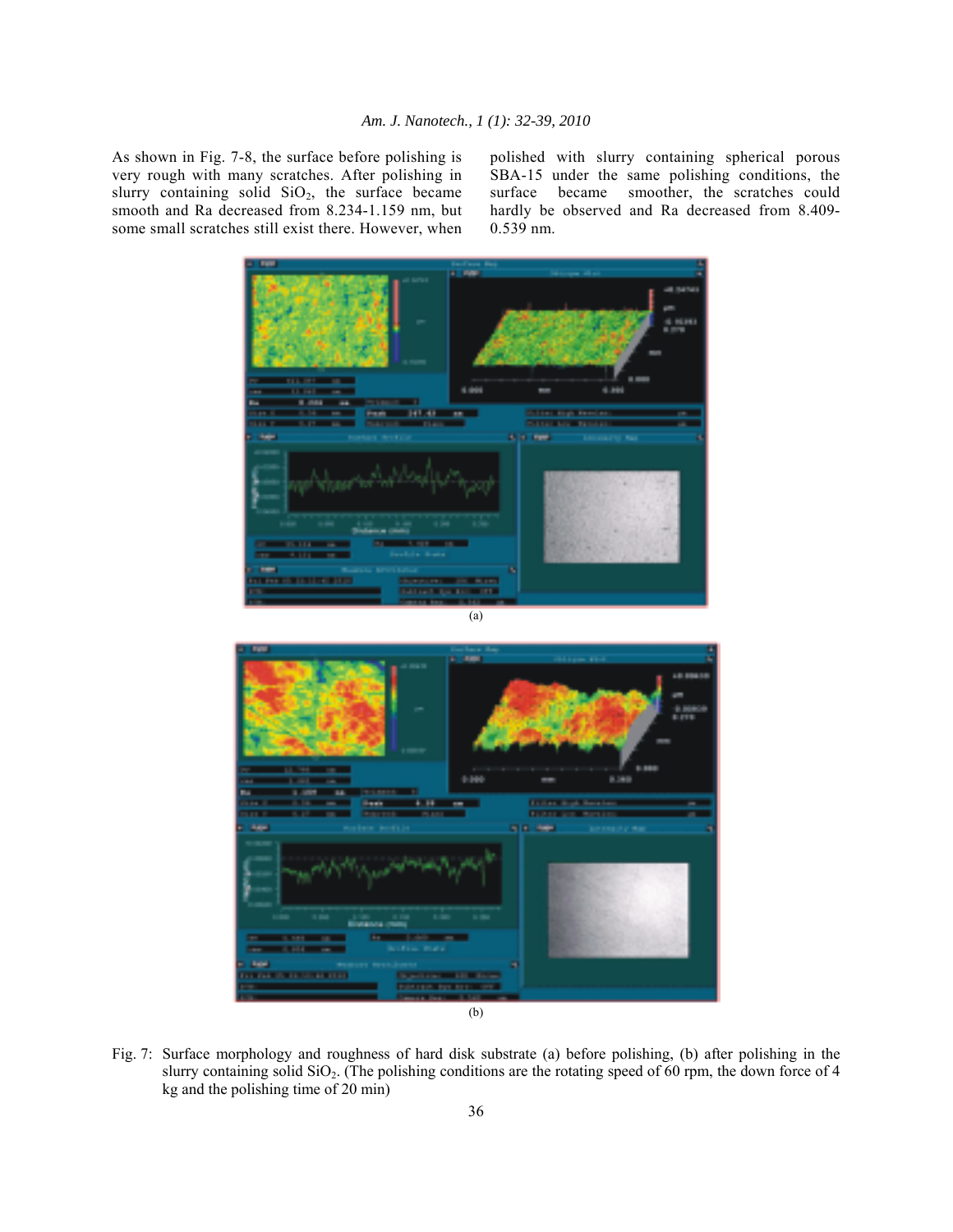As shown in Fig. 7-8, the surface before polishing is very rough with many scratches. After polishing in slurry containing solid $SiO_2$, the surface became smooth and Ra decreased from 8.234-1.159 nm, but some small scratches still exist there. However, when polished with slurry containing spherical porous SBA-15 under the same polishing conditions, the surface became smoother, the scratches could hardly be observed and Ra decreased from 8.409-0.539 nm.

(a)

(b)

Fig. 7: Surface morphology and roughness of hard disk substrate (a) before polishing, (b) after polishing in the slurry containing solid $SiO_2$. (The polishing conditions are the rotating speed of 60 rpm, the down force of 4 kg and the polishing time of 20 min)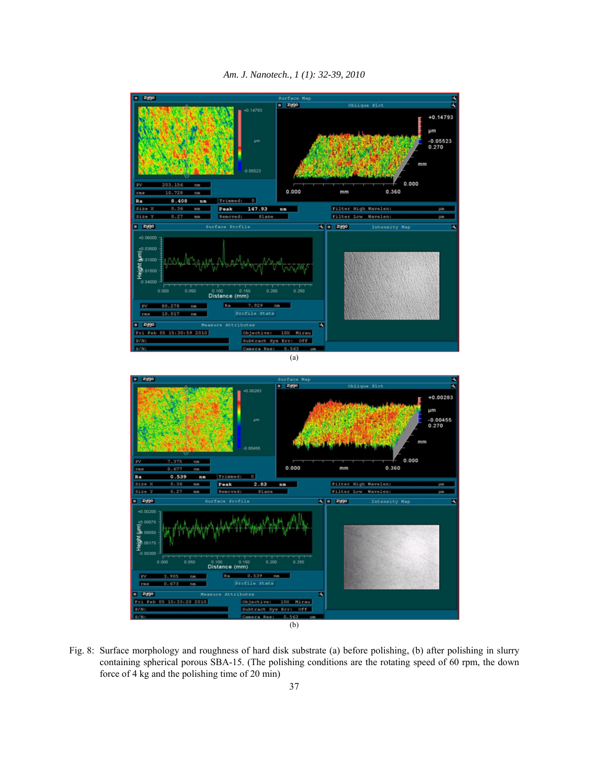(a)

(b)

Fig. 8: Surface morphology and roughness of hard disk substrate (a) before polishing, (b) after polishing in slurry containing spherical porous SBA-15. (The polishing conditions are the rotating speed of 60 rpm, the down force of 4 kg and the polishing time of 20 min)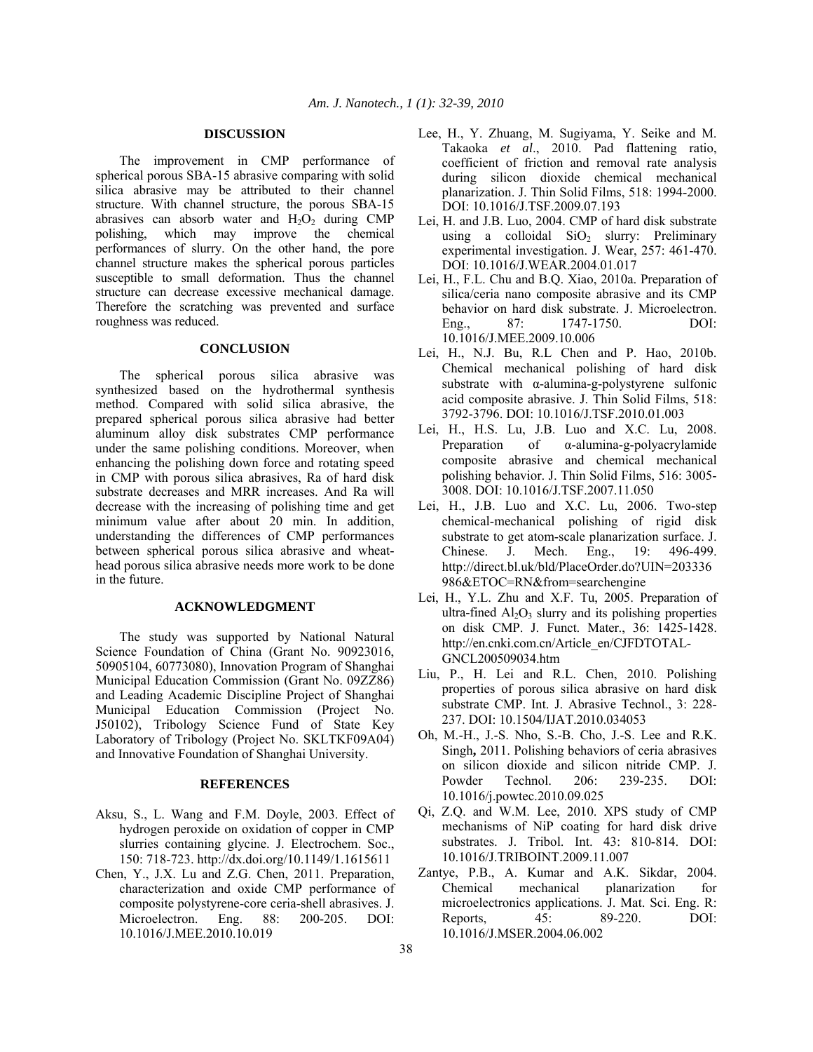## DISCUSSION

The improvement in CMP performance of spherical porous SBA-15 abrasive comparing with solid silica abrasive may be attributed to their channel structure. With channel structure, the porous SBA-15 abrasives can absorb water and $H_2O_2$ during CMP polishing, which may improve the chemical performances of slurry. On the other hand, the pore channel structure makes the spherical porous particles susceptible to small deformation. Thus the channel structure can decrease excessive mechanical damage. Therefore the scratching was prevented and surface roughness was reduced.

## CONCLUSION

The spherical porous silica abrasive was synthesized based on the hydrothermal synthesis method. Compared with solid silica abrasive, the prepared spherical porous silica abrasive had better aluminum alloy disk substrates CMP performance under the same polishing conditions. Moreover, when enhancing the polishing down force and rotating speed in CMP with porous silica abrasives, Ra of hard disk substrate decreases and MRR increases. And Ra will decrease with the increasing of polishing time and get minimum value after about 20 min. In addition, understanding the differences of CMP performances between spherical porous silica abrasive and wheat-head porous silica abrasive needs more work to be done in the future.

## ACKNOWLEDGMENT

The study was supported by National Natural Science Foundation of China (Grant No. 90923016, 50905104, 60773080), Innovation Program of Shanghai Municipal Education Commission (Grant No. 09ZZ86) and Leading Academic Discipline Project of Shanghai Municipal Education Commission (Project No. J50102), Tribology Science Fund of State Key Laboratory of Tribology (Project No. SKLTKF09A04) and Innovative Foundation of Shanghai University.

## REFERENCES

Aksu, S., L. Wang and F.M. Doyle, 2003. Effect of hydrogen peroxide on oxidation of copper in CMP slurries containing glycine. J. Electrochem. Soc., 150: 718-723. http://dx.doi.org/10.1149/1.1615611

Chen, Y., J.X. Lu and Z.G. Chen, 2011. Preparation, characterization and oxide CMP performance of composite polystyrene-core ceria-shell abrasives. J. Microelectron. Eng. 88: 200-205. DOI: 10.1016/J.MEE.2010.10.019

Lee, H., Y. Zhuang, M. Sugiyama, Y. Seike and M. Takaoka *et al*., 2010. Pad flattening ratio, coefficient of friction and removal rate analysis during silicon dioxide chemical mechanical planarization. J. Thin Solid Films, 518: 1994-2000. DOI: 10.1016/J.TSF.2009.07.193

Lei, H. and J.B. Luo, 2004. CMP of hard disk substrate using a colloidal $SiO_2$ slurry: Preliminary experimental investigation. J. Wear, 257: 461-470. DOI: 10.1016/J.WEAR.2004.01.017

Lei, H., F.L. Chu and B.Q. Xiao, 2010a. Preparation of silica/ceria nano composite abrasive and its CMP behavior on hard disk substrate. J. Microelectron. Eng., 87: 1747-1750. DOI: 10.1016/J.MEE.2009.10.006

Lei, H., N.J. Bu, R.L Chen and P. Hao, 2010b. Chemical mechanical polishing of hard disk substrate with α-alumina-g-polystyrene sulfonic acid composite abrasive. J. Thin Solid Films, 518: 3792-3796. DOI: 10.1016/J.TSF.2010.01.003

Lei, H., H.S. Lu, J.B. Luo and X.C. Lu, 2008. Preparation of α-alumina-g-polyacrylamide composite abrasive and chemical mechanical polishing behavior. J. Thin Solid Films, 516: 3005-3008. DOI: 10.1016/J.TSF.2007.11.050

Lei, H., J.B. Luo and X.C. Lu, 2006. Two-step chemical-mechanical polishing of rigid disk substrate to get atom-scale planarization surface. J. Chinese. J. Mech. Eng., 19: 496-499. http://direct.bl.uk/bld/PlaceOrder.do?UIN=203336986&ETOC=RN&from=searchengine

Lei, H., Y.L. Zhu and X.F. Tu, 2005. Preparation of ultra-fined $Al_2O_3$ slurry and its polishing properties on disk CMP. J. Funct. Mater., 36: 1425-1428. http://en.cnki.com.cn/Article_en/CJFDTOTAL-GNCL200509034.htm

Liu, P., H. Lei and R.L. Chen, 2010. Polishing properties of porous silica abrasive on hard disk substrate CMP. Int. J. Abrasive Technol., 3: 228-237. DOI: 10.1504/IJAT.2010.034053

Oh, M.-H., J.-S. Nho, S.-B. Cho, J.-S. Lee and R.K. Singh**,** 2011. Polishing behaviors of ceria abrasives on silicon dioxide and silicon nitride CMP. J. Powder Technol. 206: 239-235. DOI: 10.1016/j.powtec.2010.09.025

Qi, Z.Q. and W.M. Lee, 2010. XPS study of CMP mechanisms of NiP coating for hard disk drive substrates. J. Tribol. Int. 43: 810-814. DOI: 10.1016/J.TRIBOINT.2009.11.007

Zantye, P.B., A. Kumar and A.K. Sikdar, 2004. Chemical mechanical planarization for microelectronics applications. J. Mat. Sci. Eng. R: Reports, 45: 89-220. DOI: 10.1016/J.MSER.2004.06.002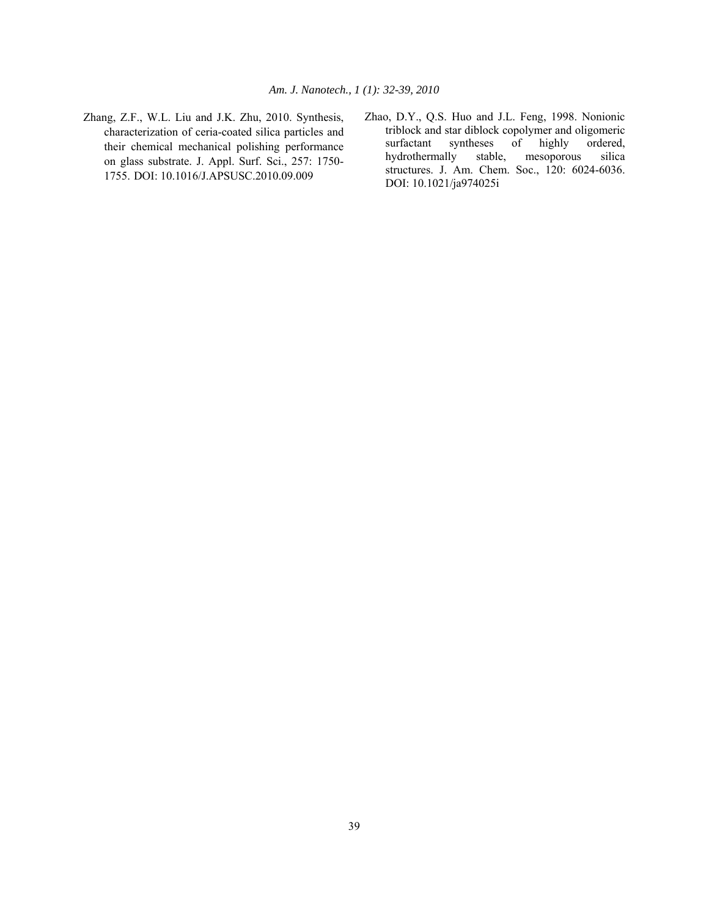Zhang, Z.F., W.L. Liu and J.K. Zhu, 2010. Synthesis, characterization of ceria-coated silica particles and their chemical mechanical polishing performance on glass substrate. J. Appl. Surf. Sci., 257: 1750-1755. DOI: 10.1016/J.APSUSC.2010.09.009

Zhao, D.Y., Q.S. Huo and J.L. Feng, 1998. Nonionic triblock and star diblock copolymer and oligomeric surfactant syntheses of highly ordered, hydrothermally stable, mesoporous silica structures. J. Am. Chem. Soc., 120: 6024-6036. DOI: 10.1021/ja974025i